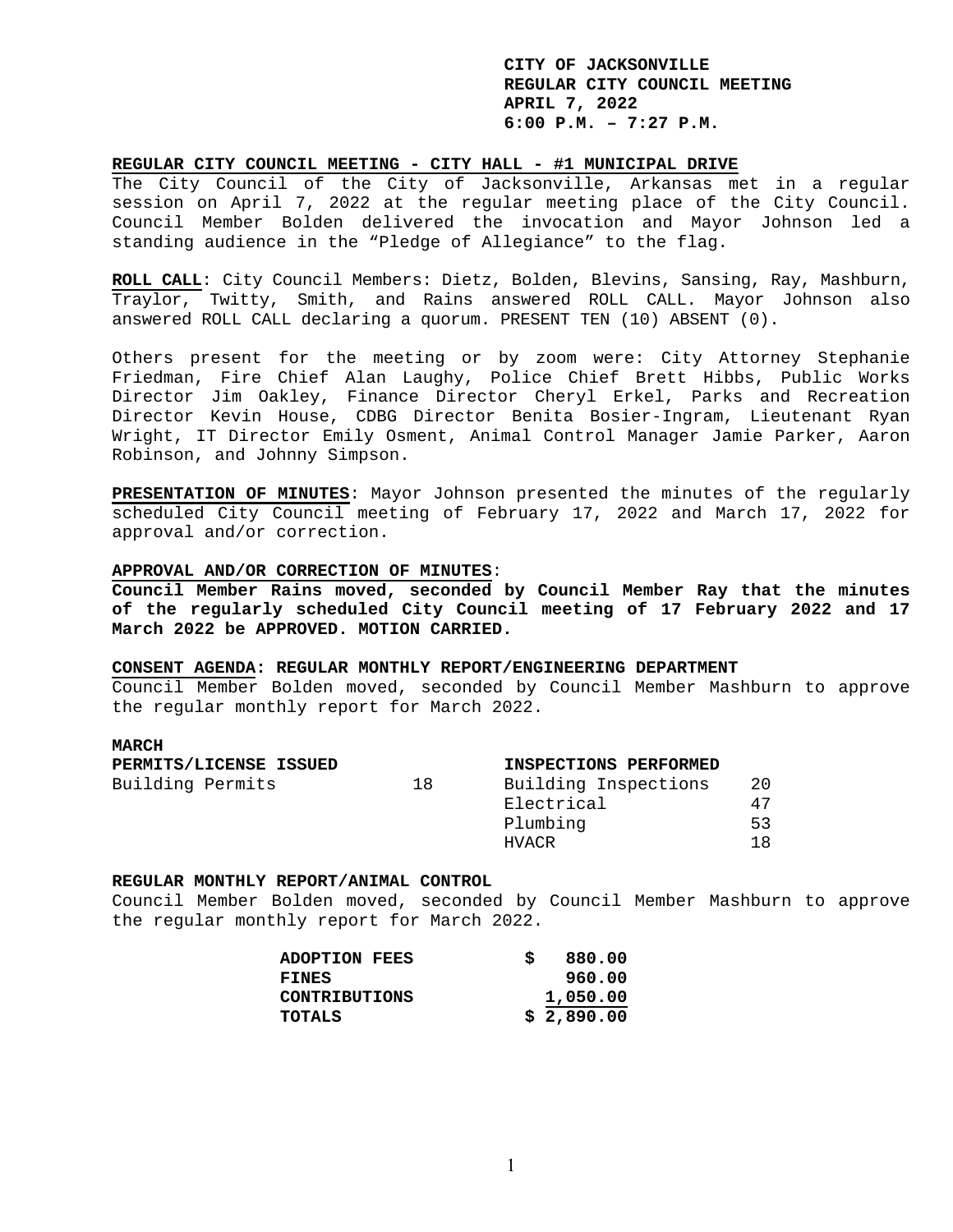**CITY OF JACKSONVILLE**
**REGULAR CITY COUNCIL MEETING**
**APRIL 7, 2022**
**6:00 P.M. – 7:27 P.M.**

**REGULAR CITY COUNCIL MEETING - CITY HALL - #1 MUNICIPAL DRIVE**
The City Council of the City of Jacksonville, Arkansas met in a regular session on April 7, 2022 at the regular meeting place of the City Council. Council Member Bolden delivered the invocation and Mayor Johnson led a standing audience in the "Pledge of Allegiance" to the flag.

**ROLL CALL**: City Council Members: Dietz, Bolden, Blevins, Sansing, Ray, Mashburn, Traylor, Twitty, Smith, and Rains answered ROLL CALL. Mayor Johnson also answered ROLL CALL declaring a quorum. PRESENT TEN (10) ABSENT (0).

Others present for the meeting or by zoom were: City Attorney Stephanie Friedman, Fire Chief Alan Laughy, Police Chief Brett Hibbs, Public Works Director Jim Oakley, Finance Director Cheryl Erkel, Parks and Recreation Director Kevin House, CDBG Director Benita Bosier-Ingram, Lieutenant Ryan Wright, IT Director Emily Osment, Animal Control Manager Jamie Parker, Aaron Robinson, and Johnny Simpson.

**PRESENTATION OF MINUTES**: Mayor Johnson presented the minutes of the regularly scheduled City Council meeting of February 17, 2022 and March 17, 2022 for approval and/or correction.

**APPROVAL AND/OR CORRECTION OF MINUTES**:
**Council Member Rains moved, seconded by Council Member Ray that the minutes of the regularly scheduled City Council meeting of 17 February 2022 and 17 March 2022 be APPROVED. MOTION CARRIED.**

**CONSENT AGENDA: REGULAR MONTHLY REPORT/ENGINEERING DEPARTMENT**
Council Member Bolden moved, seconded by Council Member Mashburn to approve the regular monthly report for March 2022.

**MARCH**

| PERMITS/LICENSE ISSUED | | INSPECTIONS PERFORMED | |
|---|---|---|---|
| Building Permits | 18 | Building Inspections | 20 |
| | | Electrical | 47 |
| | | Plumbing | 53 |
| | | HVACR | 18 |

**REGULAR MONTHLY REPORT/ANIMAL CONTROL**
Council Member Bolden moved, seconded by Council Member Mashburn to approve the regular monthly report for March 2022.

| | |
|---|---|
| **ADOPTION FEES** | **$ 880.00** |
| **FINES** | **960.00** |
| **CONTRIBUTIONS** | **1,050.00** |
| **TOTALS** | **$ 2,890.00** |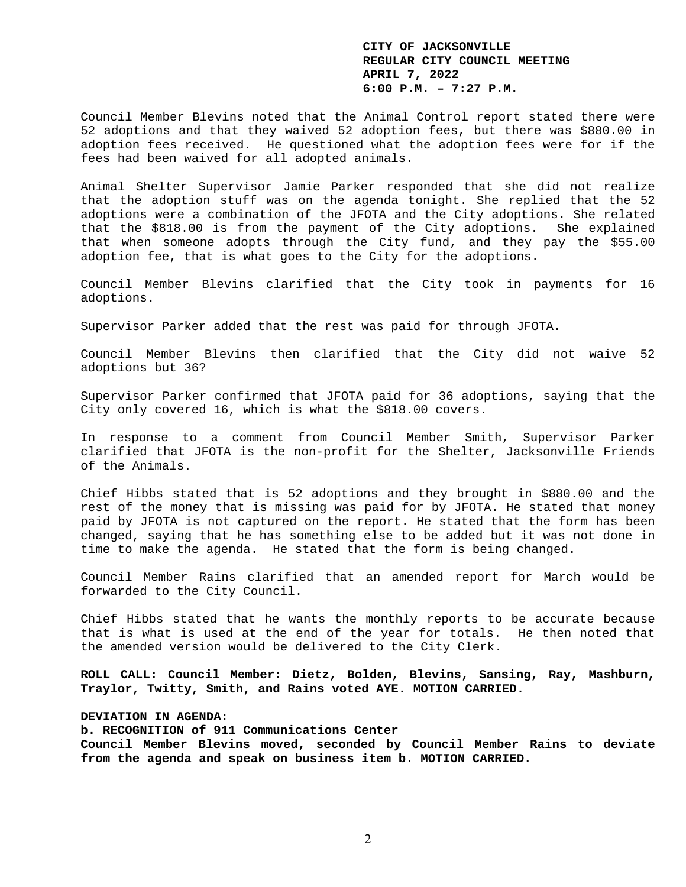Council Member Blevins noted that the Animal Control report stated there were 52 adoptions and that they waived 52 adoption fees, but there was $880.00 in adoption fees received. He questioned what the adoption fees were for if the fees had been waived for all adopted animals.

Animal Shelter Supervisor Jamie Parker responded that she did not realize that the adoption stuff was on the agenda tonight. She replied that the 52 adoptions were a combination of the JFOTA and the City adoptions. She related that the $818.00 is from the payment of the City adoptions. She explained that when someone adopts through the City fund, and they pay the $55.00 adoption fee, that is what goes to the City for the adoptions.

Council Member Blevins clarified that the City took in payments for 16 adoptions.

Supervisor Parker added that the rest was paid for through JFOTA.

Council Member Blevins then clarified that the City did not waive 52 adoptions but 36?

Supervisor Parker confirmed that JFOTA paid for 36 adoptions, saying that the City only covered 16, which is what the $818.00 covers.

In response to a comment from Council Member Smith, Supervisor Parker clarified that JFOTA is the non-profit for the Shelter, Jacksonville Friends of the Animals.

Chief Hibbs stated that is 52 adoptions and they brought in $880.00 and the rest of the money that is missing was paid for by JFOTA. He stated that money paid by JFOTA is not captured on the report. He stated that the form has been changed, saying that he has something else to be added but it was not done in time to make the agenda. He stated that the form is being changed.

Council Member Rains clarified that an amended report for March would be forwarded to the City Council.

Chief Hibbs stated that he wants the monthly reports to be accurate because that is what is used at the end of the year for totals. He then noted that the amended version would be delivered to the City Clerk.

**ROLL CALL: Council Member: Dietz, Bolden, Blevins, Sansing, Ray, Mashburn, Traylor, Twitty, Smith, and Rains voted AYE. MOTION CARRIED.**

**DEVIATION IN AGENDA**:
**b. RECOGNITION of 911 Communications Center**
**Council Member Blevins moved, seconded by Council Member Rains to deviate from the agenda and speak on business item b. MOTION CARRIED.**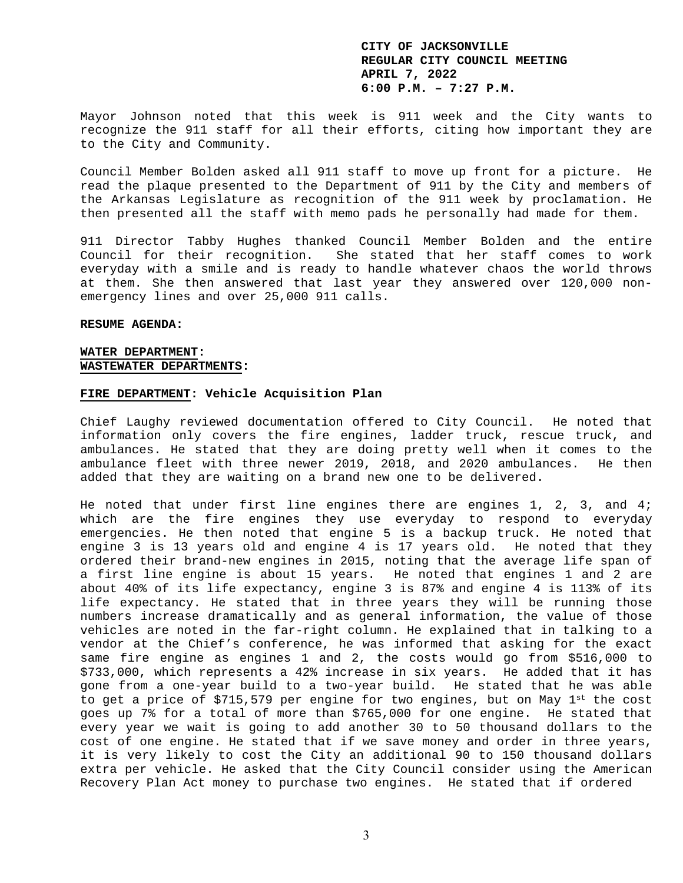**CITY OF JACKSONVILLE**
**REGULAR CITY COUNCIL MEETING**
**APRIL 7, 2022**
**6:00 P.M. – 7:27 P.M.**

Mayor Johnson noted that this week is 911 week and the City wants to recognize the 911 staff for all their efforts, citing how important they are to the City and Community.

Council Member Bolden asked all 911 staff to move up front for a picture. He read the plaque presented to the Department of 911 by the City and members of the Arkansas Legislature as recognition of the 911 week by proclamation. He then presented all the staff with memo pads he personally had made for them.

911 Director Tabby Hughes thanked Council Member Bolden and the entire Council for their recognition. She stated that her staff comes to work everyday with a smile and is ready to handle whatever chaos the world throws at them. She then answered that last year they answered over 120,000 non-emergency lines and over 25,000 911 calls.

**RESUME AGENDA:**

**WATER DEPARTMENT:**
**WASTEWATER DEPARTMENTS:**

**FIRE DEPARTMENT: Vehicle Acquisition Plan**

Chief Laughy reviewed documentation offered to City Council. He noted that information only covers the fire engines, ladder truck, rescue truck, and ambulances. He stated that they are doing pretty well when it comes to the ambulance fleet with three newer 2019, 2018, and 2020 ambulances. He then added that they are waiting on a brand new one to be delivered.

He noted that under first line engines there are engines 1, 2, 3, and 4; which are the fire engines they use everyday to respond to everyday emergencies. He then noted that engine 5 is a backup truck. He noted that engine 3 is 13 years old and engine 4 is 17 years old. He noted that they ordered their brand-new engines in 2015, noting that the average life span of a first line engine is about 15 years. He noted that engines 1 and 2 are about 40% of its life expectancy, engine 3 is 87% and engine 4 is 113% of its life expectancy. He stated that in three years they will be running those numbers increase dramatically and as general information, the value of those vehicles are noted in the far-right column. He explained that in talking to a vendor at the Chief's conference, he was informed that asking for the exact same fire engine as engines 1 and 2, the costs would go from $516,000 to $733,000, which represents a 42% increase in six years. He added that it has gone from a one-year build to a two-year build. He stated that he was able to get a price of $715,579 per engine for two engines, but on May 1st the cost goes up 7% for a total of more than $765,000 for one engine. He stated that every year we wait is going to add another 30 to 50 thousand dollars to the cost of one engine. He stated that if we save money and order in three years, it is very likely to cost the City an additional 90 to 150 thousand dollars extra per vehicle. He asked that the City Council consider using the American Recovery Plan Act money to purchase two engines. He stated that if ordered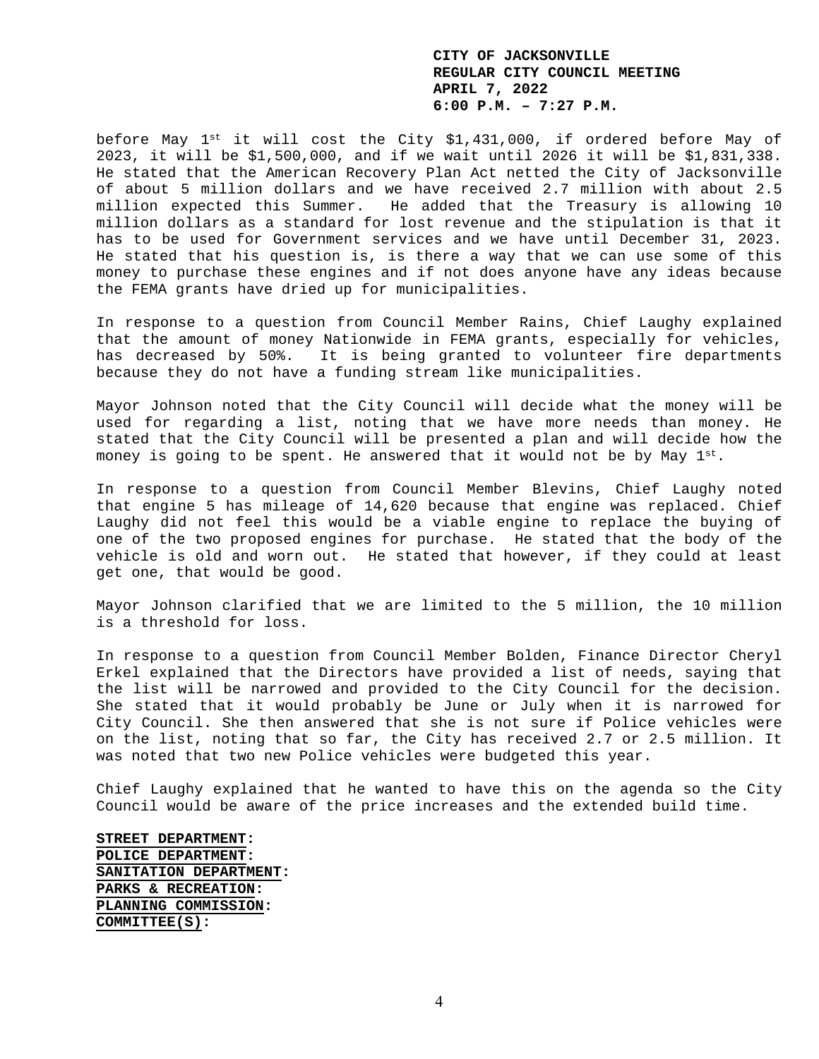before May 1st it will cost the City $1,431,000, if ordered before May of 2023, it will be $1,500,000, and if we wait until 2026 it will be $1,831,338. He stated that the American Recovery Plan Act netted the City of Jacksonville of about 5 million dollars and we have received 2.7 million with about 2.5 million expected this Summer. He added that the Treasury is allowing 10 million dollars as a standard for lost revenue and the stipulation is that it has to be used for Government services and we have until December 31, 2023. He stated that his question is, is there a way that we can use some of this money to purchase these engines and if not does anyone have any ideas because the FEMA grants have dried up for municipalities.

In response to a question from Council Member Rains, Chief Laughy explained that the amount of money Nationwide in FEMA grants, especially for vehicles, has decreased by 50%. It is being granted to volunteer fire departments because they do not have a funding stream like municipalities.

Mayor Johnson noted that the City Council will decide what the money will be used for regarding a list, noting that we have more needs than money. He stated that the City Council will be presented a plan and will decide how the money is going to be spent. He answered that it would not be by May 1st.

In response to a question from Council Member Blevins, Chief Laughy noted that engine 5 has mileage of 14,620 because that engine was replaced. Chief Laughy did not feel this would be a viable engine to replace the buying of one of the two proposed engines for purchase. He stated that the body of the vehicle is old and worn out. He stated that however, if they could at least get one, that would be good.

Mayor Johnson clarified that we are limited to the 5 million, the 10 million is a threshold for loss.

In response to a question from Council Member Bolden, Finance Director Cheryl Erkel explained that the Directors have provided a list of needs, saying that the list will be narrowed and provided to the City Council for the decision. She stated that it would probably be June or July when it is narrowed for City Council. She then answered that she is not sure if Police vehicles were on the list, noting that so far, the City has received 2.7 or 2.5 million. It was noted that two new Police vehicles were budgeted this year.

Chief Laughy explained that he wanted to have this on the agenda so the City Council would be aware of the price increases and the extended build time.

**STREET DEPARTMENT:**
**POLICE DEPARTMENT:**
**SANITATION DEPARTMENT:**
**PARKS & RECREATION:**
**PLANNING COMMISSION:**
**COMMITTEE(S):**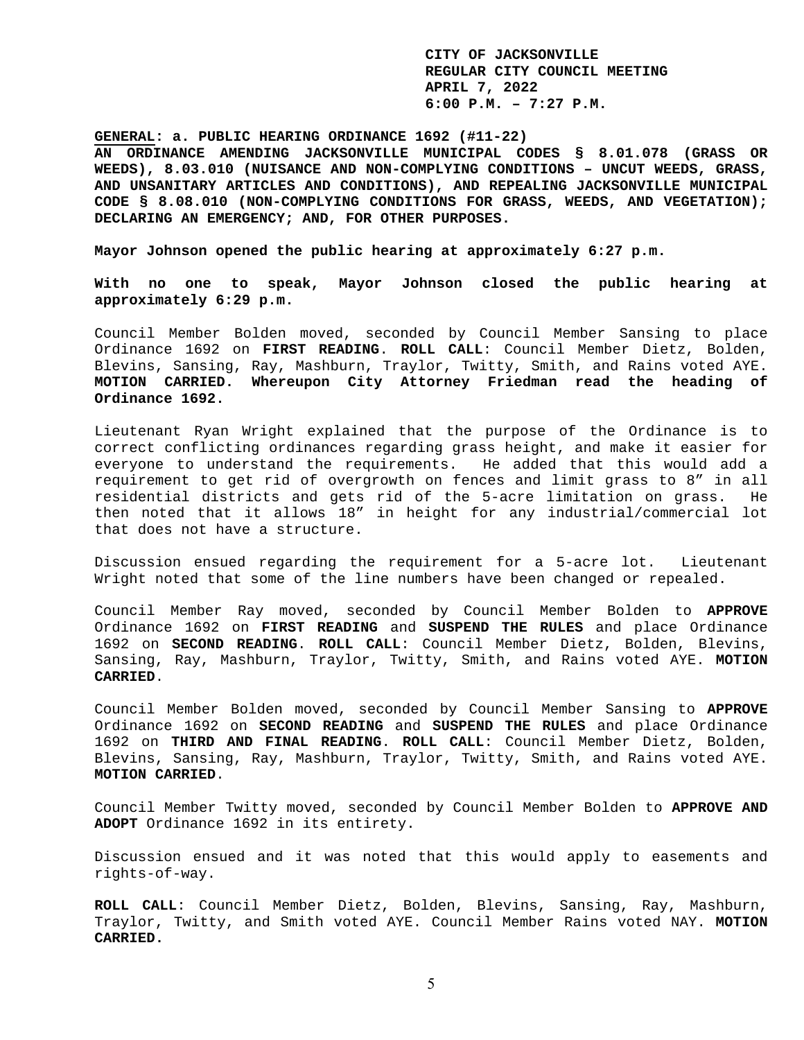**CITY OF JACKSONVILLE**
**REGULAR CITY COUNCIL MEETING**
**APRIL 7, 2022**
**6:00 P.M. – 7:27 P.M.**

**GENERAL: a. PUBLIC HEARING ORDINANCE 1692 (#11-22)**
**AN ORDINANCE AMENDING JACKSONVILLE MUNICIPAL CODES § 8.01.078 (GRASS OR WEEDS), 8.03.010 (NUISANCE AND NON-COMPLYING CONDITIONS – UNCUT WEEDS, GRASS, AND UNSANITARY ARTICLES AND CONDITIONS), AND REPEALING JACKSONVILLE MUNICIPAL CODE § 8.08.010 (NON-COMPLYING CONDITIONS FOR GRASS, WEEDS, AND VEGETATION); DECLARING AN EMERGENCY; AND, FOR OTHER PURPOSES.**

**Mayor Johnson opened the public hearing at approximately 6:27 p.m.**

**With no one to speak, Mayor Johnson closed the public hearing at approximately 6:29 p.m.**

Council Member Bolden moved, seconded by Council Member Sansing to place Ordinance 1692 on **FIRST READING**. **ROLL CALL**: Council Member Dietz, Bolden, Blevins, Sansing, Ray, Mashburn, Traylor, Twitty, Smith, and Rains voted AYE. **MOTION CARRIED. Whereupon City Attorney Friedman read the heading of Ordinance 1692.**

Lieutenant Ryan Wright explained that the purpose of the Ordinance is to correct conflicting ordinances regarding grass height, and make it easier for everyone to understand the requirements. He added that this would add a requirement to get rid of overgrowth on fences and limit grass to 8" in all residential districts and gets rid of the 5-acre limitation on grass. He then noted that it allows 18" in height for any industrial/commercial lot that does not have a structure.

Discussion ensued regarding the requirement for a 5-acre lot. Lieutenant Wright noted that some of the line numbers have been changed or repealed.

Council Member Ray moved, seconded by Council Member Bolden to **APPROVE** Ordinance 1692 on **FIRST READING** and **SUSPEND THE RULES** and place Ordinance 1692 on **SECOND READING**. **ROLL CALL**: Council Member Dietz, Bolden, Blevins, Sansing, Ray, Mashburn, Traylor, Twitty, Smith, and Rains voted AYE. **MOTION CARRIED**.

Council Member Bolden moved, seconded by Council Member Sansing to **APPROVE** Ordinance 1692 on **SECOND READING** and **SUSPEND THE RULES** and place Ordinance 1692 on **THIRD AND FINAL READING**. **ROLL CALL**: Council Member Dietz, Bolden, Blevins, Sansing, Ray, Mashburn, Traylor, Twitty, Smith, and Rains voted AYE. **MOTION CARRIED**.

Council Member Twitty moved, seconded by Council Member Bolden to **APPROVE AND ADOPT** Ordinance 1692 in its entirety.

Discussion ensued and it was noted that this would apply to easements and rights-of-way.

**ROLL CALL**: Council Member Dietz, Bolden, Blevins, Sansing, Ray, Mashburn, Traylor, Twitty, and Smith voted AYE. Council Member Rains voted NAY. **MOTION CARRIED.**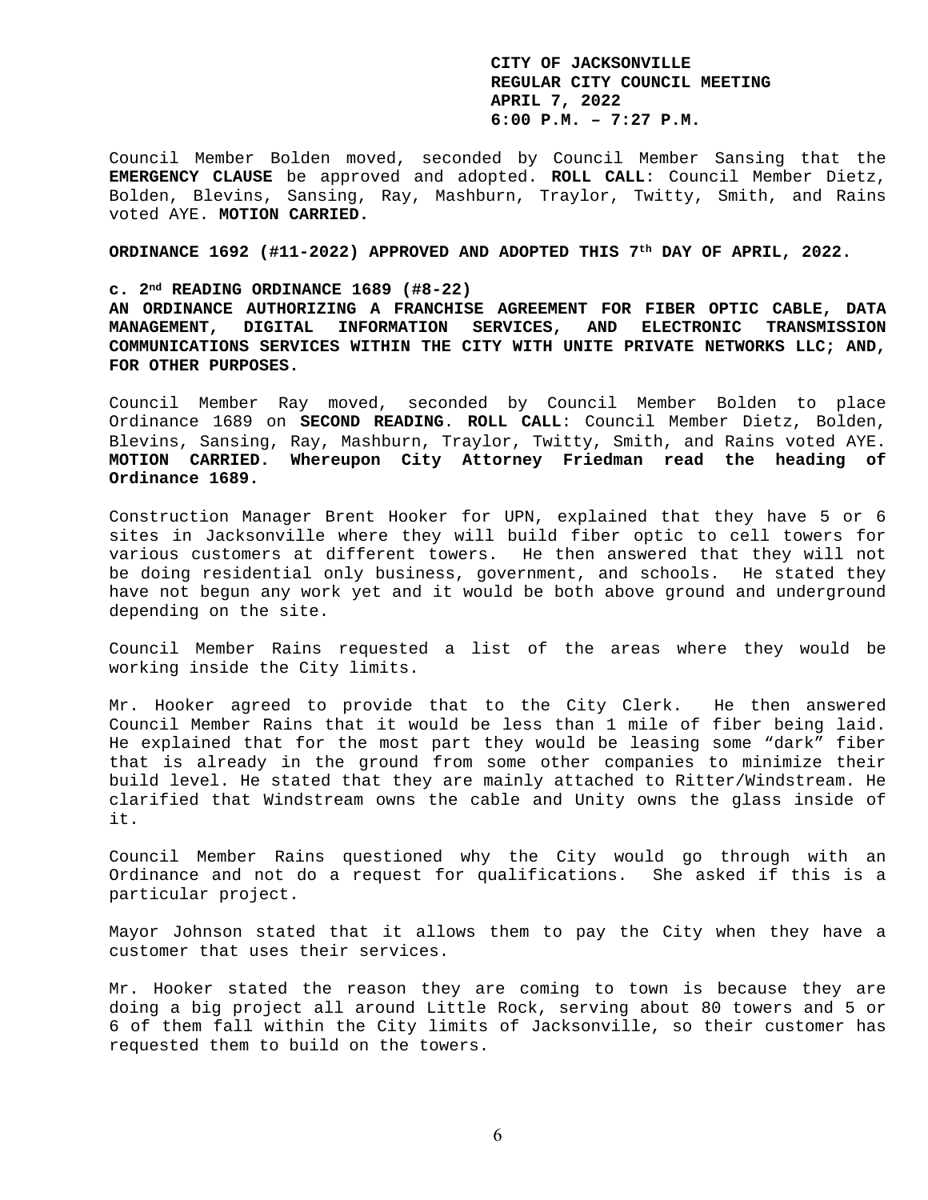Council Member Bolden moved, seconded by Council Member Sansing that the **EMERGENCY CLAUSE** be approved and adopted. **ROLL CALL**: Council Member Dietz, Bolden, Blevins, Sansing, Ray, Mashburn, Traylor, Twitty, Smith, and Rains voted AYE. **MOTION CARRIED.**

**ORDINANCE 1692 (#11-2022) APPROVED AND ADOPTED THIS 7th DAY OF APRIL, 2022.**

**c. 2nd READING ORDINANCE 1689 (#8-22)**
**AN ORDINANCE AUTHORIZING A FRANCHISE AGREEMENT FOR FIBER OPTIC CABLE, DATA MANAGEMENT, DIGITAL INFORMATION SERVICES, AND ELECTRONIC TRANSMISSION COMMUNICATIONS SERVICES WITHIN THE CITY WITH UNITE PRIVATE NETWORKS LLC; AND, FOR OTHER PURPOSES.**

Council Member Ray moved, seconded by Council Member Bolden to place Ordinance 1689 on **SECOND READING**. **ROLL CALL**: Council Member Dietz, Bolden, Blevins, Sansing, Ray, Mashburn, Traylor, Twitty, Smith, and Rains voted AYE. **MOTION CARRIED. Whereupon City Attorney Friedman read the heading of Ordinance 1689.**

Construction Manager Brent Hooker for UPN, explained that they have 5 or 6 sites in Jacksonville where they will build fiber optic to cell towers for various customers at different towers. He then answered that they will not be doing residential only business, government, and schools. He stated they have not begun any work yet and it would be both above ground and underground depending on the site.

Council Member Rains requested a list of the areas where they would be working inside the City limits.

Mr. Hooker agreed to provide that to the City Clerk. He then answered Council Member Rains that it would be less than 1 mile of fiber being laid. He explained that for the most part they would be leasing some "dark" fiber that is already in the ground from some other companies to minimize their build level. He stated that they are mainly attached to Ritter/Windstream. He clarified that Windstream owns the cable and Unity owns the glass inside of it.

Council Member Rains questioned why the City would go through with an Ordinance and not do a request for qualifications. She asked if this is a particular project.

Mayor Johnson stated that it allows them to pay the City when they have a customer that uses their services.

Mr. Hooker stated the reason they are coming to town is because they are doing a big project all around Little Rock, serving about 80 towers and 5 or 6 of them fall within the City limits of Jacksonville, so their customer has requested them to build on the towers.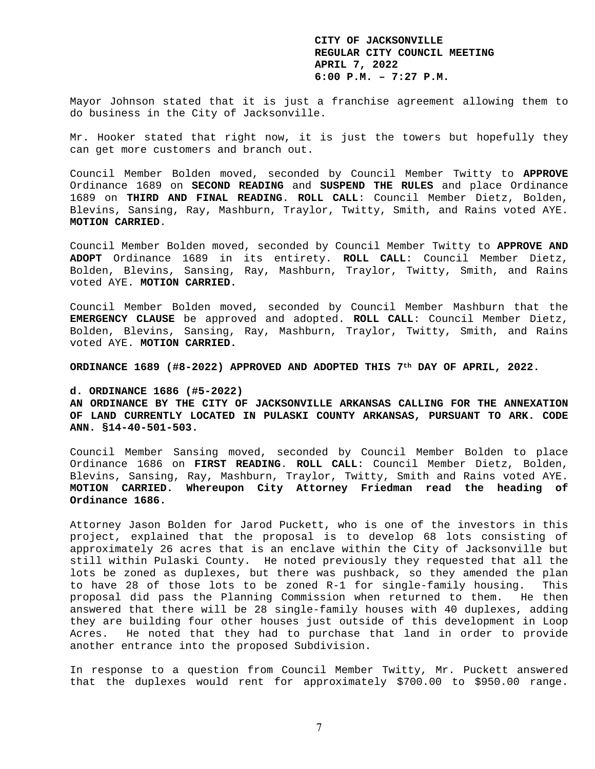Mayor Johnson stated that it is just a franchise agreement allowing them to do business in the City of Jacksonville.

Mr. Hooker stated that right now, it is just the towers but hopefully they can get more customers and branch out.

Council Member Bolden moved, seconded by Council Member Twitty to **APPROVE** Ordinance 1689 on **SECOND READING** and **SUSPEND THE RULES** and place Ordinance 1689 on **THIRD AND FINAL READING**. **ROLL CALL**: Council Member Dietz, Bolden, Blevins, Sansing, Ray, Mashburn, Traylor, Twitty, Smith, and Rains voted AYE. **MOTION CARRIED**.

Council Member Bolden moved, seconded by Council Member Twitty to **APPROVE AND ADOPT** Ordinance 1689 in its entirety. **ROLL CALL**: Council Member Dietz, Bolden, Blevins, Sansing, Ray, Mashburn, Traylor, Twitty, Smith, and Rains voted AYE. **MOTION CARRIED.**

Council Member Bolden moved, seconded by Council Member Mashburn that the **EMERGENCY CLAUSE** be approved and adopted. **ROLL CALL**: Council Member Dietz, Bolden, Blevins, Sansing, Ray, Mashburn, Traylor, Twitty, Smith, and Rains voted AYE. **MOTION CARRIED.**

**ORDINANCE 1689 (#8-2022) APPROVED AND ADOPTED THIS 7th DAY OF APRIL, 2022.**

**d. ORDINANCE 1686 (#5-2022)**
**AN ORDINANCE BY THE CITY OF JACKSONVILLE ARKANSAS CALLING FOR THE ANNEXATION OF LAND CURRENTLY LOCATED IN PULASKI COUNTY ARKANSAS, PURSUANT TO ARK. CODE ANN. §14-40-501-503.**

Council Member Sansing moved, seconded by Council Member Bolden to place Ordinance 1686 on **FIRST READING**. **ROLL CALL**: Council Member Dietz, Bolden, Blevins, Sansing, Ray, Mashburn, Traylor, Twitty, Smith and Rains voted AYE. **MOTION CARRIED. Whereupon City Attorney Friedman read the heading of Ordinance 1686.**

Attorney Jason Bolden for Jarod Puckett, who is one of the investors in this project, explained that the proposal is to develop 68 lots consisting of approximately 26 acres that is an enclave within the City of Jacksonville but still within Pulaski County. He noted previously they requested that all the lots be zoned as duplexes, but there was pushback, so they amended the plan to have 28 of those lots to be zoned R-1 for single-family housing. This proposal did pass the Planning Commission when returned to them. He then answered that there will be 28 single-family houses with 40 duplexes, adding they are building four other houses just outside of this development in Loop Acres. He noted that they had to purchase that land in order to provide another entrance into the proposed Subdivision.

In response to a question from Council Member Twitty, Mr. Puckett answered that the duplexes would rent for approximately $700.00 to $950.00 range.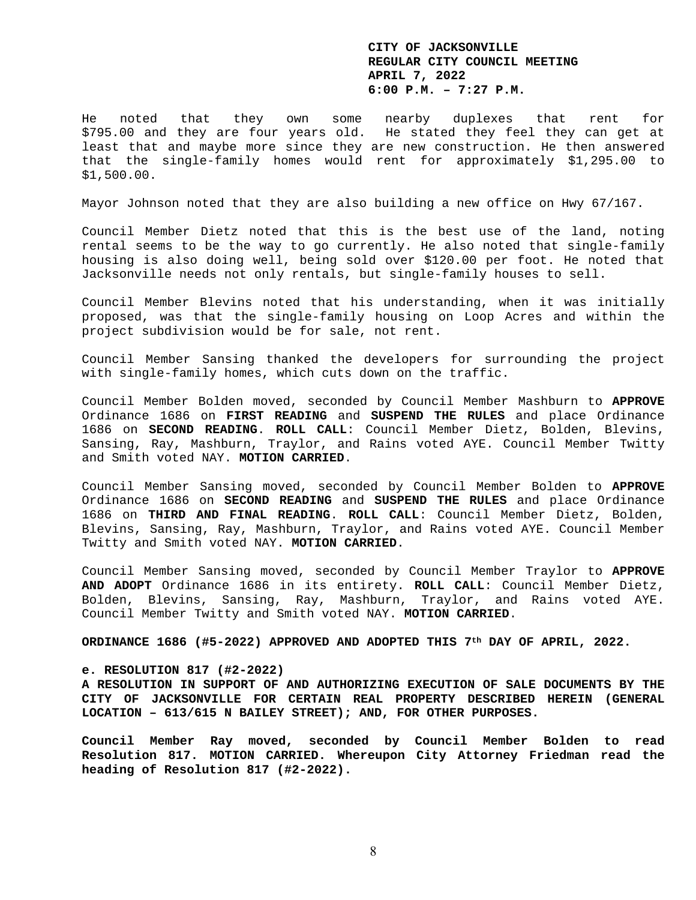He noted that they own some nearby duplexes that rent for $795.00 and they are four years old. He stated they feel they can get at least that and maybe more since they are new construction. He then answered that the single-family homes would rent for approximately $1,295.00 to $1,500.00.

Mayor Johnson noted that they are also building a new office on Hwy 67/167.

Council Member Dietz noted that this is the best use of the land, noting rental seems to be the way to go currently. He also noted that single-family housing is also doing well, being sold over $120.00 per foot. He noted that Jacksonville needs not only rentals, but single-family houses to sell.

Council Member Blevins noted that his understanding, when it was initially proposed, was that the single-family housing on Loop Acres and within the project subdivision would be for sale, not rent.

Council Member Sansing thanked the developers for surrounding the project with single-family homes, which cuts down on the traffic.

Council Member Bolden moved, seconded by Council Member Mashburn to **APPROVE** Ordinance 1686 on **FIRST READING** and **SUSPEND THE RULES** and place Ordinance 1686 on **SECOND READING**. **ROLL CALL**: Council Member Dietz, Bolden, Blevins, Sansing, Ray, Mashburn, Traylor, and Rains voted AYE. Council Member Twitty and Smith voted NAY. **MOTION CARRIED**.

Council Member Sansing moved, seconded by Council Member Bolden to **APPROVE** Ordinance 1686 on **SECOND READING** and **SUSPEND THE RULES** and place Ordinance 1686 on **THIRD AND FINAL READING**. **ROLL CALL**: Council Member Dietz, Bolden, Blevins, Sansing, Ray, Mashburn, Traylor, and Rains voted AYE. Council Member Twitty and Smith voted NAY. **MOTION CARRIED**.

Council Member Sansing moved, seconded by Council Member Traylor to **APPROVE AND ADOPT** Ordinance 1686 in its entirety. **ROLL CALL**: Council Member Dietz, Bolden, Blevins, Sansing, Ray, Mashburn, Traylor, and Rains voted AYE. Council Member Twitty and Smith voted NAY. **MOTION CARRIED**.

**ORDINANCE 1686 (#5-2022) APPROVED AND ADOPTED THIS 7th DAY OF APRIL, 2022.**

**e. RESOLUTION 817 (#2-2022)**
**A RESOLUTION IN SUPPORT OF AND AUTHORIZING EXECUTION OF SALE DOCUMENTS BY THE CITY OF JACKSONVILLE FOR CERTAIN REAL PROPERTY DESCRIBED HEREIN (GENERAL LOCATION – 613/615 N BAILEY STREET); AND, FOR OTHER PURPOSES.**

**Council Member Ray moved, seconded by Council Member Bolden to read Resolution 817. MOTION CARRIED. Whereupon City Attorney Friedman read the heading of Resolution 817 (#2-2022).**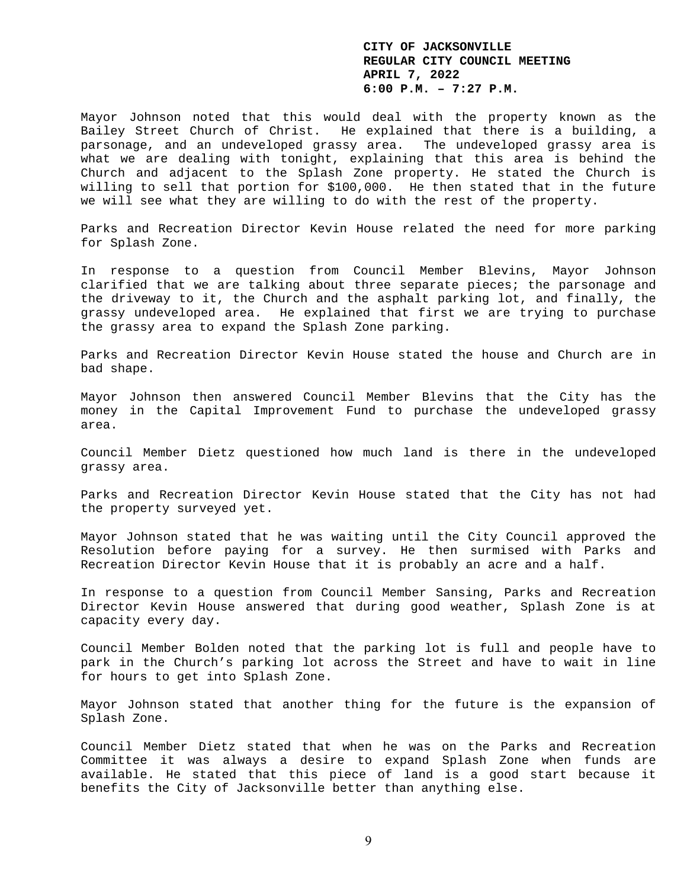Mayor Johnson noted that this would deal with the property known as the Bailey Street Church of Christ. He explained that there is a building, a parsonage, and an undeveloped grassy area. The undeveloped grassy area is what we are dealing with tonight, explaining that this area is behind the Church and adjacent to the Splash Zone property. He stated the Church is willing to sell that portion for $100,000. He then stated that in the future we will see what they are willing to do with the rest of the property.

Parks and Recreation Director Kevin House related the need for more parking for Splash Zone.

In response to a question from Council Member Blevins, Mayor Johnson clarified that we are talking about three separate pieces; the parsonage and the driveway to it, the Church and the asphalt parking lot, and finally, the grassy undeveloped area. He explained that first we are trying to purchase the grassy area to expand the Splash Zone parking.

Parks and Recreation Director Kevin House stated the house and Church are in bad shape.

Mayor Johnson then answered Council Member Blevins that the City has the money in the Capital Improvement Fund to purchase the undeveloped grassy area.

Council Member Dietz questioned how much land is there in the undeveloped grassy area.

Parks and Recreation Director Kevin House stated that the City has not had the property surveyed yet.

Mayor Johnson stated that he was waiting until the City Council approved the Resolution before paying for a survey. He then surmised with Parks and Recreation Director Kevin House that it is probably an acre and a half.

In response to a question from Council Member Sansing, Parks and Recreation Director Kevin House answered that during good weather, Splash Zone is at capacity every day.

Council Member Bolden noted that the parking lot is full and people have to park in the Church's parking lot across the Street and have to wait in line for hours to get into Splash Zone.

Mayor Johnson stated that another thing for the future is the expansion of Splash Zone.

Council Member Dietz stated that when he was on the Parks and Recreation Committee it was always a desire to expand Splash Zone when funds are available. He stated that this piece of land is a good start because it benefits the City of Jacksonville better than anything else.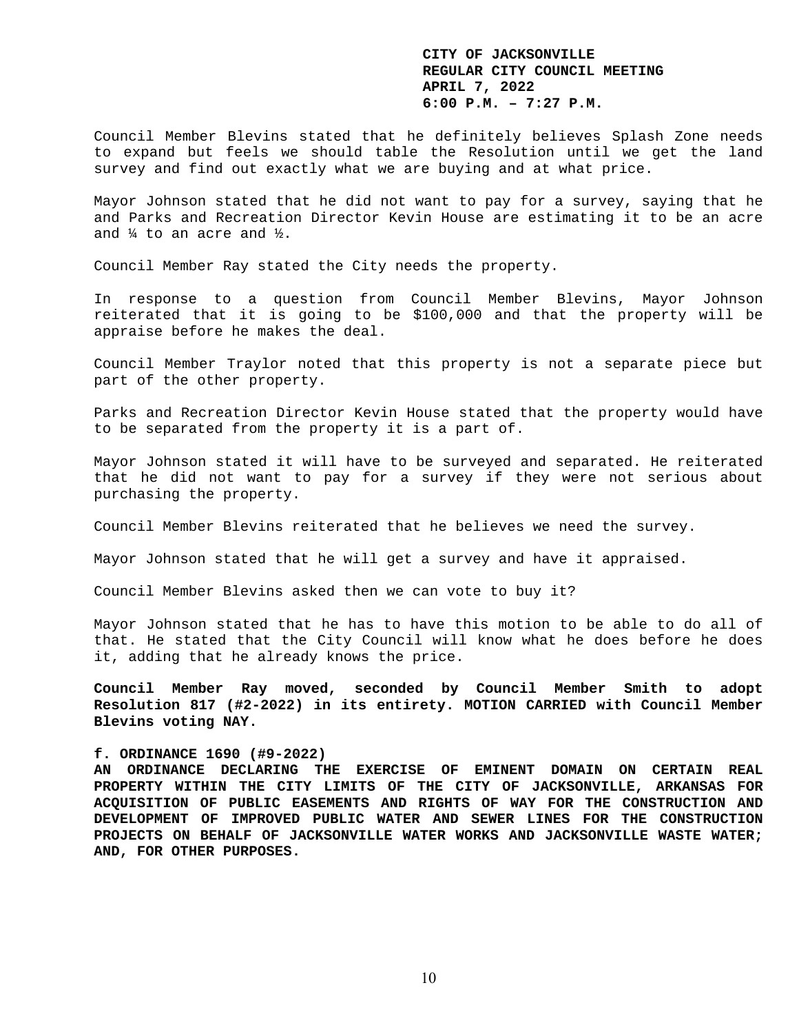Council Member Blevins stated that he definitely believes Splash Zone needs to expand but feels we should table the Resolution until we get the land survey and find out exactly what we are buying and at what price.

Mayor Johnson stated that he did not want to pay for a survey, saying that he and Parks and Recreation Director Kevin House are estimating it to be an acre and ¼ to an acre and ½.

Council Member Ray stated the City needs the property.

In response to a question from Council Member Blevins, Mayor Johnson reiterated that it is going to be $100,000 and that the property will be appraise before he makes the deal.

Council Member Traylor noted that this property is not a separate piece but part of the other property.

Parks and Recreation Director Kevin House stated that the property would have to be separated from the property it is a part of.

Mayor Johnson stated it will have to be surveyed and separated. He reiterated that he did not want to pay for a survey if they were not serious about purchasing the property.

Council Member Blevins reiterated that he believes we need the survey.

Mayor Johnson stated that he will get a survey and have it appraised.

Council Member Blevins asked then we can vote to buy it?

Mayor Johnson stated that he has to have this motion to be able to do all of that. He stated that the City Council will know what he does before he does it, adding that he already knows the price.

**Council Member Ray moved, seconded by Council Member Smith to adopt Resolution 817 (#2-2022) in its entirety. MOTION CARRIED with Council Member Blevins voting NAY.**

**f. ORDINANCE 1690 (#9-2022)**
**AN ORDINANCE DECLARING THE EXERCISE OF EMINENT DOMAIN ON CERTAIN REAL PROPERTY WITHIN THE CITY LIMITS OF THE CITY OF JACKSONVILLE, ARKANSAS FOR ACQUISITION OF PUBLIC EASEMENTS AND RIGHTS OF WAY FOR THE CONSTRUCTION AND DEVELOPMENT OF IMPROVED PUBLIC WATER AND SEWER LINES FOR THE CONSTRUCTION PROJECTS ON BEHALF OF JACKSONVILLE WATER WORKS AND JACKSONVILLE WASTE WATER; AND, FOR OTHER PURPOSES.**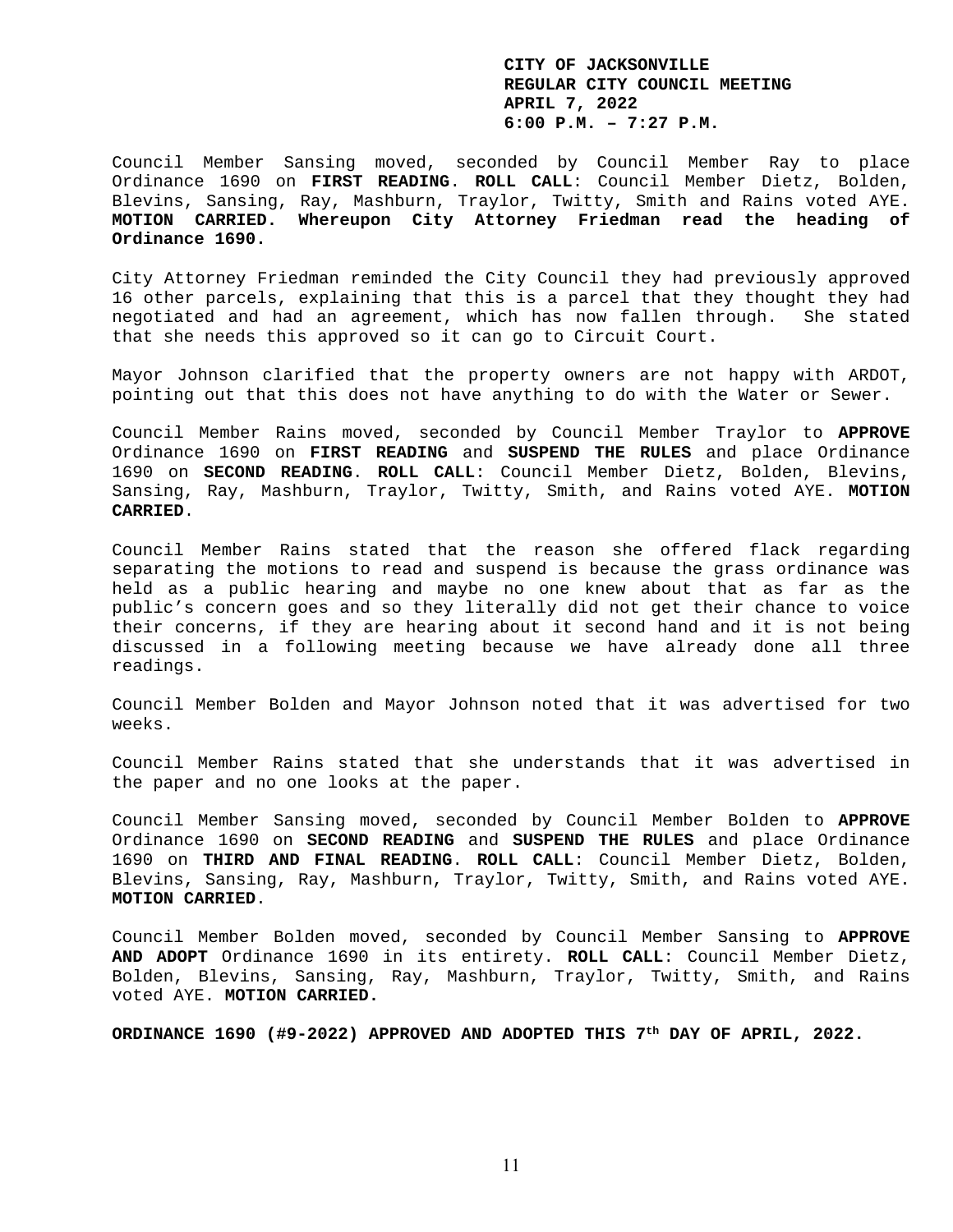**CITY OF JACKSONVILLE**
**REGULAR CITY COUNCIL MEETING**
**APRIL 7, 2022**
**6:00 P.M. – 7:27 P.M.**

Council Member Sansing moved, seconded by Council Member Ray to place Ordinance 1690 on **FIRST READING**. **ROLL CALL**: Council Member Dietz, Bolden, Blevins, Sansing, Ray, Mashburn, Traylor, Twitty, Smith and Rains voted AYE. **MOTION CARRIED. Whereupon City Attorney Friedman read the heading of Ordinance 1690.**

City Attorney Friedman reminded the City Council they had previously approved 16 other parcels, explaining that this is a parcel that they thought they had negotiated and had an agreement, which has now fallen through. She stated that she needs this approved so it can go to Circuit Court.

Mayor Johnson clarified that the property owners are not happy with ARDOT, pointing out that this does not have anything to do with the Water or Sewer.

Council Member Rains moved, seconded by Council Member Traylor to **APPROVE** Ordinance 1690 on **FIRST READING** and **SUSPEND THE RULES** and place Ordinance 1690 on **SECOND READING**. **ROLL CALL**: Council Member Dietz, Bolden, Blevins, Sansing, Ray, Mashburn, Traylor, Twitty, Smith, and Rains voted AYE. **MOTION CARRIED**.

Council Member Rains stated that the reason she offered flack regarding separating the motions to read and suspend is because the grass ordinance was held as a public hearing and maybe no one knew about that as far as the public's concern goes and so they literally did not get their chance to voice their concerns, if they are hearing about it second hand and it is not being discussed in a following meeting because we have already done all three readings.

Council Member Bolden and Mayor Johnson noted that it was advertised for two weeks.

Council Member Rains stated that she understands that it was advertised in the paper and no one looks at the paper.

Council Member Sansing moved, seconded by Council Member Bolden to **APPROVE** Ordinance 1690 on **SECOND READING** and **SUSPEND THE RULES** and place Ordinance 1690 on **THIRD AND FINAL READING**. **ROLL CALL**: Council Member Dietz, Bolden, Blevins, Sansing, Ray, Mashburn, Traylor, Twitty, Smith, and Rains voted AYE. **MOTION CARRIED**.

Council Member Bolden moved, seconded by Council Member Sansing to **APPROVE AND ADOPT** Ordinance 1690 in its entirety. **ROLL CALL**: Council Member Dietz, Bolden, Blevins, Sansing, Ray, Mashburn, Traylor, Twitty, Smith, and Rains voted AYE. **MOTION CARRIED.**

**ORDINANCE 1690 (#9-2022) APPROVED AND ADOPTED THIS 7th DAY OF APRIL, 2022.**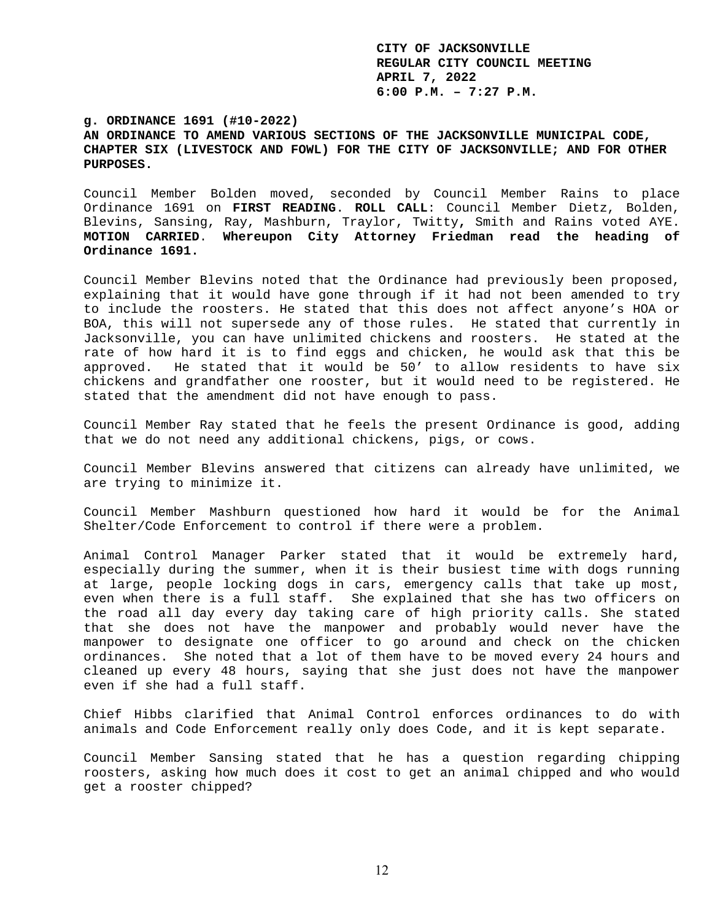**CITY OF JACKSONVILLE**
**REGULAR CITY COUNCIL MEETING**
**APRIL 7, 2022**
**6:00 P.M. – 7:27 P.M.**

**g. ORDINANCE 1691 (#10-2022)**
**AN ORDINANCE TO AMEND VARIOUS SECTIONS OF THE JACKSONVILLE MUNICIPAL CODE, CHAPTER SIX (LIVESTOCK AND FOWL) FOR THE CITY OF JACKSONVILLE; AND FOR OTHER PURPOSES.**

Council Member Bolden moved, seconded by Council Member Rains to place Ordinance 1691 on **FIRST READING**. **ROLL CALL**: Council Member Dietz, Bolden, Blevins, Sansing, Ray, Mashburn, Traylor, Twitty, Smith and Rains voted AYE. **MOTION CARRIED**. **Whereupon City Attorney Friedman read the heading of Ordinance 1691.**

Council Member Blevins noted that the Ordinance had previously been proposed, explaining that it would have gone through if it had not been amended to try to include the roosters. He stated that this does not affect anyone's HOA or BOA, this will not supersede any of those rules. He stated that currently in Jacksonville, you can have unlimited chickens and roosters. He stated at the rate of how hard it is to find eggs and chicken, he would ask that this be approved. He stated that it would be 50' to allow residents to have six chickens and grandfather one rooster, but it would need to be registered. He stated that the amendment did not have enough to pass.

Council Member Ray stated that he feels the present Ordinance is good, adding that we do not need any additional chickens, pigs, or cows.

Council Member Blevins answered that citizens can already have unlimited, we are trying to minimize it.

Council Member Mashburn questioned how hard it would be for the Animal Shelter/Code Enforcement to control if there were a problem.

Animal Control Manager Parker stated that it would be extremely hard, especially during the summer, when it is their busiest time with dogs running at large, people locking dogs in cars, emergency calls that take up most, even when there is a full staff. She explained that she has two officers on the road all day every day taking care of high priority calls. She stated that she does not have the manpower and probably would never have the manpower to designate one officer to go around and check on the chicken ordinances. She noted that a lot of them have to be moved every 24 hours and cleaned up every 48 hours, saying that she just does not have the manpower even if she had a full staff.

Chief Hibbs clarified that Animal Control enforces ordinances to do with animals and Code Enforcement really only does Code, and it is kept separate.

Council Member Sansing stated that he has a question regarding chipping roosters, asking how much does it cost to get an animal chipped and who would get a rooster chipped?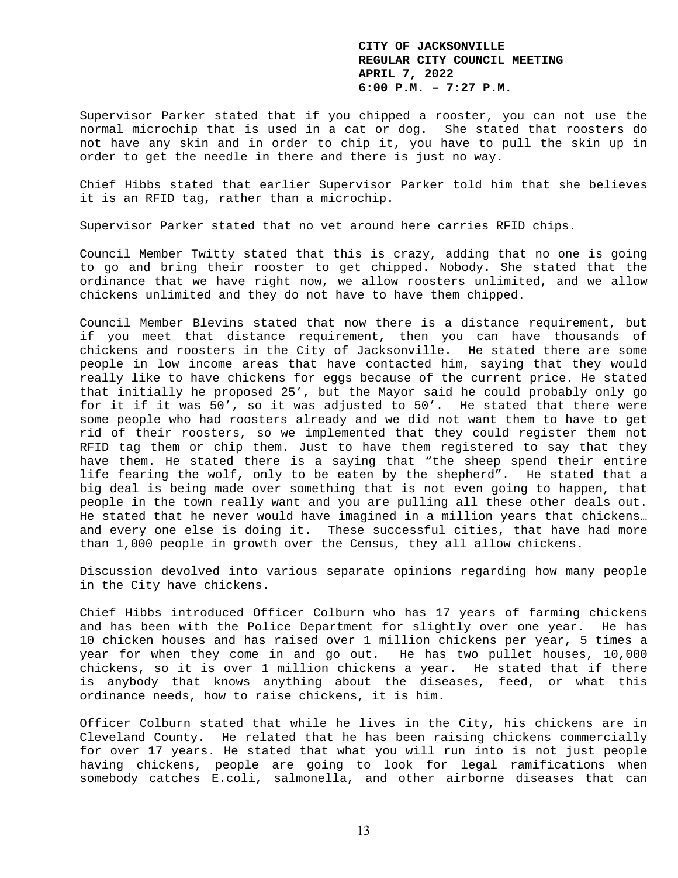Supervisor Parker stated that if you chipped a rooster, you can not use the normal microchip that is used in a cat or dog. She stated that roosters do not have any skin and in order to chip it, you have to pull the skin up in order to get the needle in there and there is just no way.

Chief Hibbs stated that earlier Supervisor Parker told him that she believes it is an RFID tag, rather than a microchip.

Supervisor Parker stated that no vet around here carries RFID chips.

Council Member Twitty stated that this is crazy, adding that no one is going to go and bring their rooster to get chipped. Nobody. She stated that the ordinance that we have right now, we allow roosters unlimited, and we allow chickens unlimited and they do not have to have them chipped.

Council Member Blevins stated that now there is a distance requirement, but if you meet that distance requirement, then you can have thousands of chickens and roosters in the City of Jacksonville. He stated there are some people in low income areas that have contacted him, saying that they would really like to have chickens for eggs because of the current price. He stated that initially he proposed 25', but the Mayor said he could probably only go for it if it was 50', so it was adjusted to 50'. He stated that there were some people who had roosters already and we did not want them to have to get rid of their roosters, so we implemented that they could register them not RFID tag them or chip them. Just to have them registered to say that they have them. He stated there is a saying that "the sheep spend their entire life fearing the wolf, only to be eaten by the shepherd". He stated that a big deal is being made over something that is not even going to happen, that people in the town really want and you are pulling all these other deals out. He stated that he never would have imagined in a million years that chickens… and every one else is doing it. These successful cities, that have had more than 1,000 people in growth over the Census, they all allow chickens.

Discussion devolved into various separate opinions regarding how many people in the City have chickens.

Chief Hibbs introduced Officer Colburn who has 17 years of farming chickens and has been with the Police Department for slightly over one year. He has 10 chicken houses and has raised over 1 million chickens per year, 5 times a year for when they come in and go out. He has two pullet houses, 10,000 chickens, so it is over 1 million chickens a year. He stated that if there is anybody that knows anything about the diseases, feed, or what this ordinance needs, how to raise chickens, it is him.

Officer Colburn stated that while he lives in the City, his chickens are in Cleveland County. He related that he has been raising chickens commercially for over 17 years. He stated that what you will run into is not just people having chickens, people are going to look for legal ramifications when somebody catches E.coli, salmonella, and other airborne diseases that can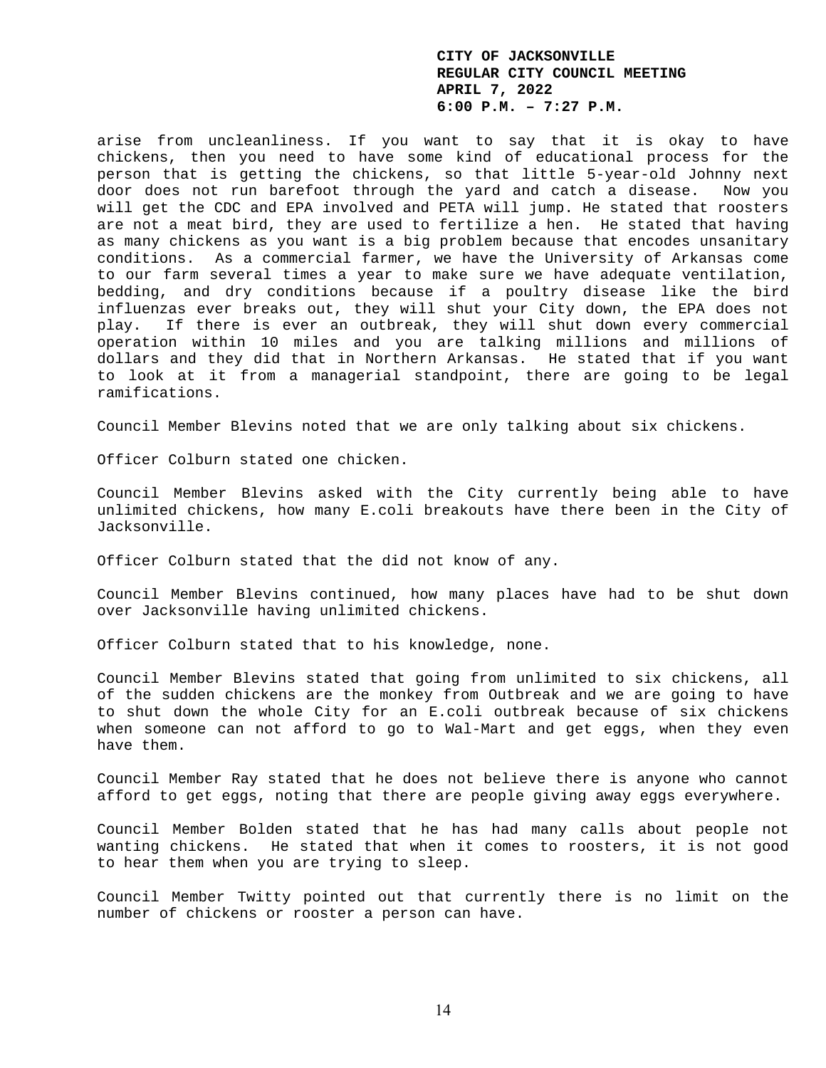arise from uncleanliness. If you want to say that it is okay to have chickens, then you need to have some kind of educational process for the person that is getting the chickens, so that little 5-year-old Johnny next door does not run barefoot through the yard and catch a disease. Now you will get the CDC and EPA involved and PETA will jump. He stated that roosters are not a meat bird, they are used to fertilize a hen. He stated that having as many chickens as you want is a big problem because that encodes unsanitary conditions. As a commercial farmer, we have the University of Arkansas come to our farm several times a year to make sure we have adequate ventilation, bedding, and dry conditions because if a poultry disease like the bird influenzas ever breaks out, they will shut your City down, the EPA does not play. If there is ever an outbreak, they will shut down every commercial operation within 10 miles and you are talking millions and millions of dollars and they did that in Northern Arkansas. He stated that if you want to look at it from a managerial standpoint, there are going to be legal ramifications.

Council Member Blevins noted that we are only talking about six chickens.

Officer Colburn stated one chicken.

Council Member Blevins asked with the City currently being able to have unlimited chickens, how many E.coli breakouts have there been in the City of Jacksonville.

Officer Colburn stated that the did not know of any.

Council Member Blevins continued, how many places have had to be shut down over Jacksonville having unlimited chickens.

Officer Colburn stated that to his knowledge, none.

Council Member Blevins stated that going from unlimited to six chickens, all of the sudden chickens are the monkey from Outbreak and we are going to have to shut down the whole City for an E.coli outbreak because of six chickens when someone can not afford to go to Wal-Mart and get eggs, when they even have them.

Council Member Ray stated that he does not believe there is anyone who cannot afford to get eggs, noting that there are people giving away eggs everywhere.

Council Member Bolden stated that he has had many calls about people not wanting chickens. He stated that when it comes to roosters, it is not good to hear them when you are trying to sleep.

Council Member Twitty pointed out that currently there is no limit on the number of chickens or rooster a person can have.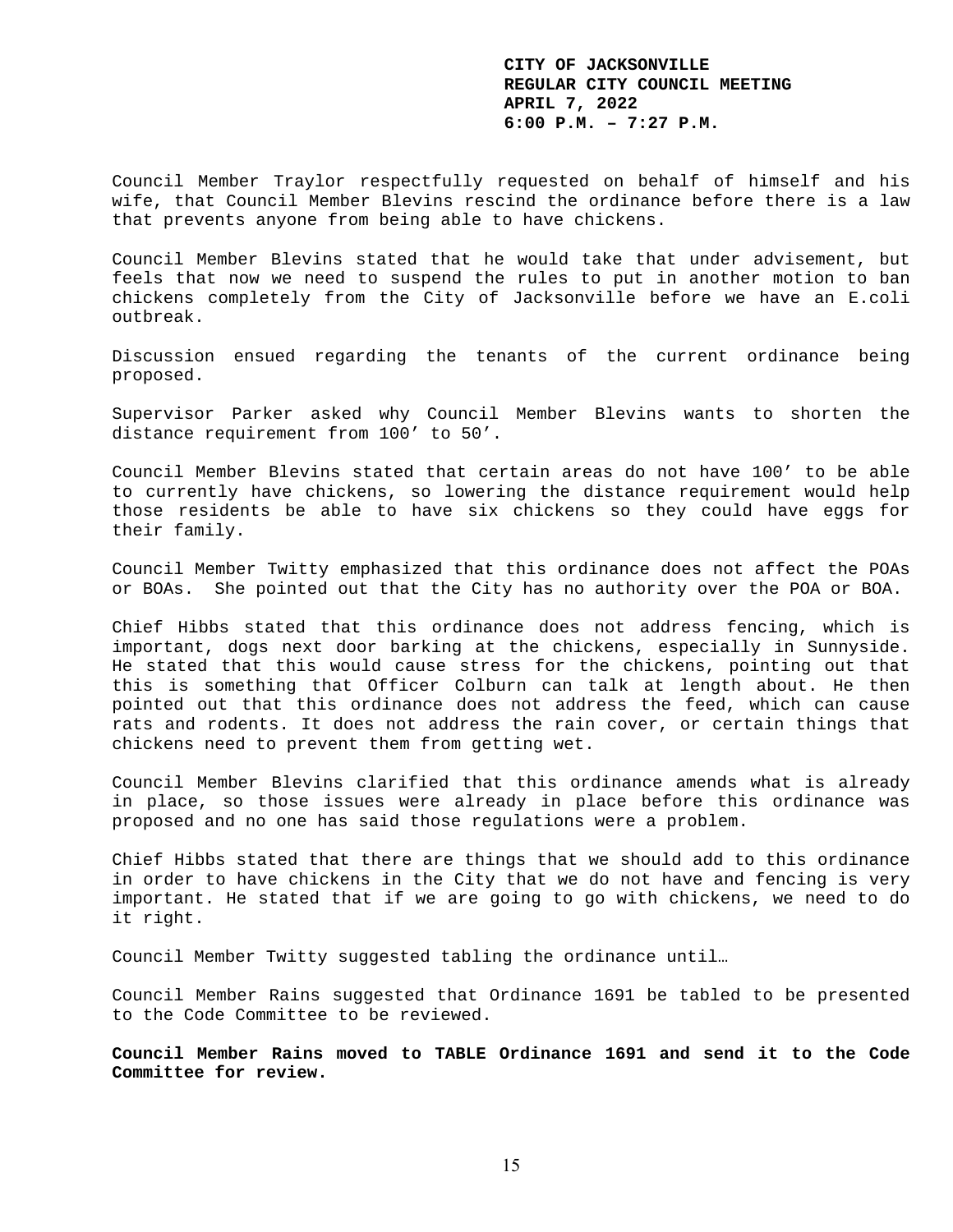Council Member Traylor respectfully requested on behalf of himself and his wife, that Council Member Blevins rescind the ordinance before there is a law that prevents anyone from being able to have chickens.

Council Member Blevins stated that he would take that under advisement, but feels that now we need to suspend the rules to put in another motion to ban chickens completely from the City of Jacksonville before we have an E.coli outbreak.

Discussion ensued regarding the tenants of the current ordinance being proposed.

Supervisor Parker asked why Council Member Blevins wants to shorten the distance requirement from 100' to 50'.

Council Member Blevins stated that certain areas do not have 100' to be able to currently have chickens, so lowering the distance requirement would help those residents be able to have six chickens so they could have eggs for their family.

Council Member Twitty emphasized that this ordinance does not affect the POAs or BOAs. She pointed out that the City has no authority over the POA or BOA.

Chief Hibbs stated that this ordinance does not address fencing, which is important, dogs next door barking at the chickens, especially in Sunnyside. He stated that this would cause stress for the chickens, pointing out that this is something that Officer Colburn can talk at length about. He then pointed out that this ordinance does not address the feed, which can cause rats and rodents. It does not address the rain cover, or certain things that chickens need to prevent them from getting wet.

Council Member Blevins clarified that this ordinance amends what is already in place, so those issues were already in place before this ordinance was proposed and no one has said those regulations were a problem.

Chief Hibbs stated that there are things that we should add to this ordinance in order to have chickens in the City that we do not have and fencing is very important. He stated that if we are going to go with chickens, we need to do it right.

Council Member Twitty suggested tabling the ordinance until…

Council Member Rains suggested that Ordinance 1691 be tabled to be presented to the Code Committee to be reviewed.

**Council Member Rains moved to TABLE Ordinance 1691 and send it to the Code Committee for review.**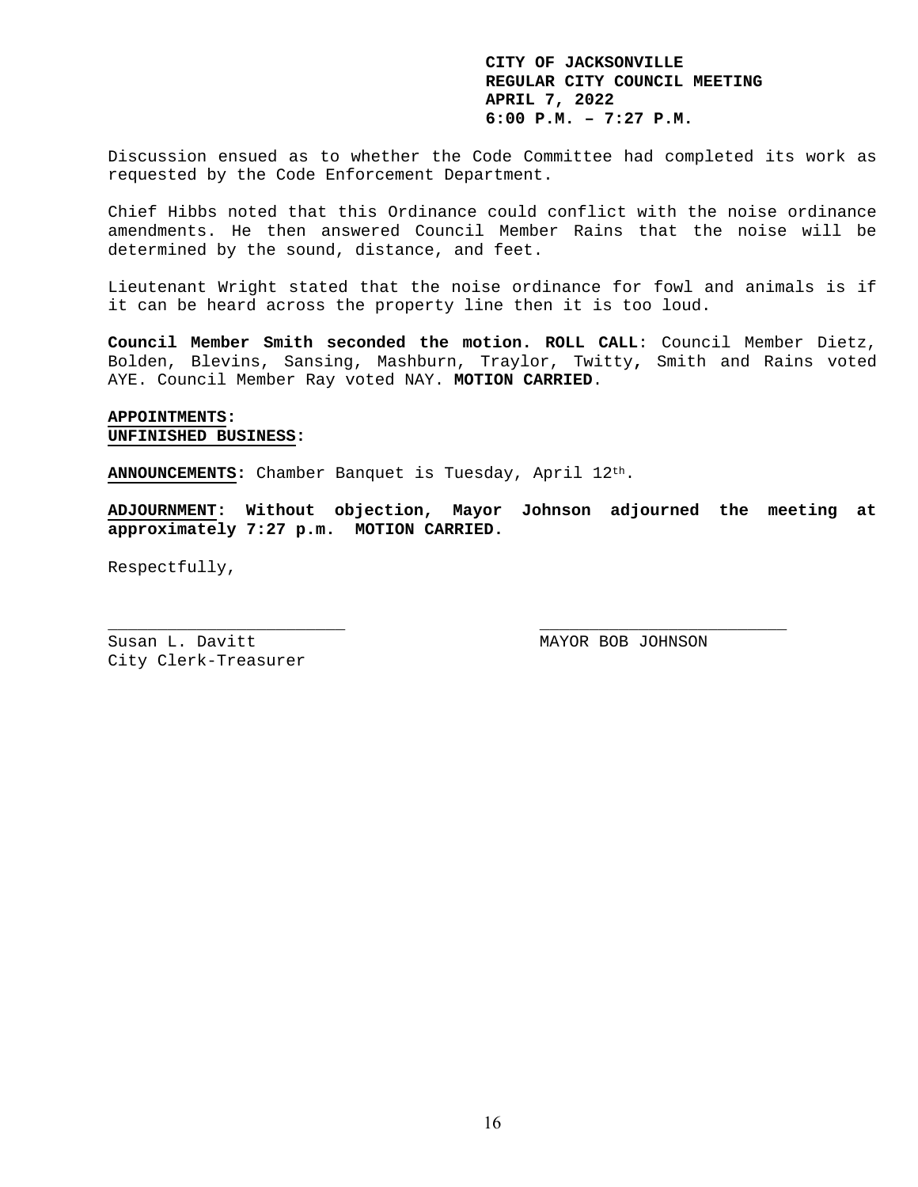**CITY OF JACKSONVILLE**
**REGULAR CITY COUNCIL MEETING**
**APRIL 7, 2022**
**6:00 P.M. – 7:27 P.M.**

Discussion ensued as to whether the Code Committee had completed its work as requested by the Code Enforcement Department.

Chief Hibbs noted that this Ordinance could conflict with the noise ordinance amendments. He then answered Council Member Rains that the noise will be determined by the sound, distance, and feet.

Lieutenant Wright stated that the noise ordinance for fowl and animals is if it can be heard across the property line then it is too loud.

**Council Member Smith seconded the motion. ROLL CALL**: Council Member Dietz, Bolden, Blevins, Sansing, Mashburn, Traylor, Twitty, Smith and Rains voted AYE. Council Member Ray voted NAY. **MOTION CARRIED**.

**APPOINTMENTS:**
**UNFINISHED BUSINESS:**

**ANNOUNCEMENTS:** Chamber Banquet is Tuesday, April 12th.

**ADJOURNMENT: Without objection, Mayor Johnson adjourned the meeting at approximately 7:27 p.m. MOTION CARRIED.**

Respectfully,

\_\_\_\_\_\_\_\_\_\_\_\_\_\_\_\_\_\_\_\_\_\_\_\_
Susan L. Davitt
City Clerk-Treasurer

\_\_\_\_\_\_\_\_\_\_\_\_\_\_\_\_\_\_\_\_\_\_\_\_
MAYOR BOB JOHNSON